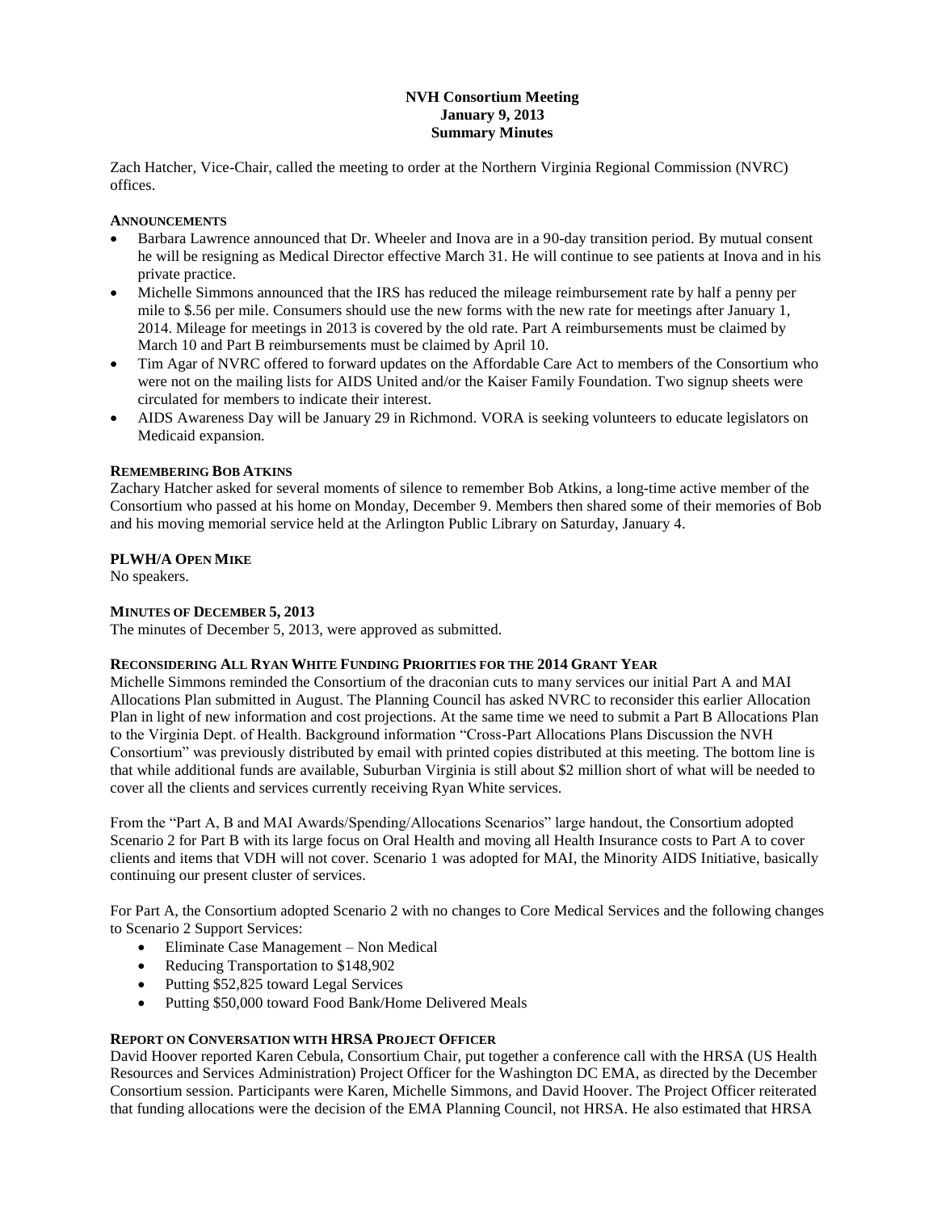**NVH Consortium Meeting**
**January 9, 2013**
**Summary Minutes**

Zach Hatcher, Vice-Chair, called the meeting to order at the Northern Virginia Regional Commission (NVRC) offices.

**ANNOUNCEMENTS**

- Barbara Lawrence announced that Dr. Wheeler and Inova are in a 90-day transition period. By mutual consent he will be resigning as Medical Director effective March 31. He will continue to see patients at Inova and in his private practice.
- Michelle Simmons announced that the IRS has reduced the mileage reimbursement rate by half a penny per mile to $.56 per mile. Consumers should use the new forms with the new rate for meetings after January 1, 2014. Mileage for meetings in 2013 is covered by the old rate. Part A reimbursements must be claimed by March 10 and Part B reimbursements must be claimed by April 10.
- Tim Agar of NVRC offered to forward updates on the Affordable Care Act to members of the Consortium who were not on the mailing lists for AIDS United and/or the Kaiser Family Foundation. Two signup sheets were circulated for members to indicate their interest.
- AIDS Awareness Day will be January 29 in Richmond. VORA is seeking volunteers to educate legislators on Medicaid expansion.

**REMEMBERING BOB ATKINS**

Zachary Hatcher asked for several moments of silence to remember Bob Atkins, a long-time active member of the Consortium who passed at his home on Monday, December 9. Members then shared some of their memories of Bob and his moving memorial service held at the Arlington Public Library on Saturday, January 4.

**PLWH/A OPEN MIKE**

No speakers.

**MINUTES OF DECEMBER 5, 2013**

The minutes of December 5, 2013, were approved as submitted.

**RECONSIDERING ALL RYAN WHITE FUNDING PRIORITIES FOR THE 2014 GRANT YEAR**

Michelle Simmons reminded the Consortium of the draconian cuts to many services our initial Part A and MAI Allocations Plan submitted in August. The Planning Council has asked NVRC to reconsider this earlier Allocation Plan in light of new information and cost projections. At the same time we need to submit a Part B Allocations Plan to the Virginia Dept. of Health. Background information "Cross-Part Allocations Plans Discussion the NVH Consortium" was previously distributed by email with printed copies distributed at this meeting. The bottom line is that while additional funds are available, Suburban Virginia is still about $2 million short of what will be needed to cover all the clients and services currently receiving Ryan White services.

From the "Part A, B and MAI Awards/Spending/Allocations Scenarios" large handout, the Consortium adopted Scenario 2 for Part B with its large focus on Oral Health and moving all Health Insurance costs to Part A to cover clients and items that VDH will not cover. Scenario 1 was adopted for MAI, the Minority AIDS Initiative, basically continuing our present cluster of services.

For Part A, the Consortium adopted Scenario 2 with no changes to Core Medical Services and the following changes to Scenario 2 Support Services:

- Eliminate Case Management – Non Medical
- Reducing Transportation to $148,902
- Putting $52,825 toward Legal Services
- Putting $50,000 toward Food Bank/Home Delivered Meals

**REPORT ON CONVERSATION WITH HRSA PROJECT OFFICER**

David Hoover reported Karen Cebula, Consortium Chair, put together a conference call with the HRSA (US Health Resources and Services Administration) Project Officer for the Washington DC EMA, as directed by the December Consortium session. Participants were Karen, Michelle Simmons, and David Hoover. The Project Officer reiterated that funding allocations were the decision of the EMA Planning Council, not HRSA. He also estimated that HRSA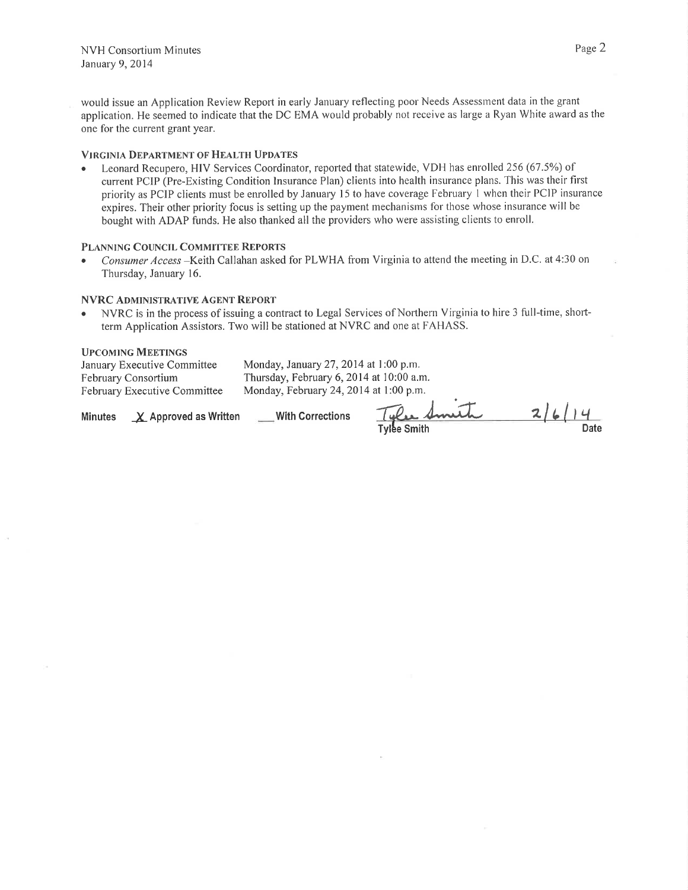would issue an Application Review Report in early January reflecting poor Needs Assessment data in the grant application. He seemed to indicate that the DC EMA would probably not receive as large a Ryan White award as the one for the current grant year.

### Virginia Department of Health Updates

- Leonard Recupero, HIV Services Coordinator, reported that statewide, VDH has enrolled 256 (67.5%) of current PCIP (Pre-Existing Condition Insurance Plan) clients into health insurance plans. This was their first priority as PCIP clients must be enrolled by January 15 to have coverage February 1 when their PCIP insurance expires. Their other priority focus is setting up the payment mechanisms for those whose insurance will be bought with ADAP funds. He also thanked all the providers who were assisting clients to enroll.

### Planning Council Committee Reports

- *Consumer Access* –Keith Callahan asked for PLWHA from Virginia to attend the meeting in D.C. at 4:30 on Thursday, January 16.

### NVRC Administrative Agent Report

- NVRC is in the process of issuing a contract to Legal Services of Northern Virginia to hire 3 full-time, short-term Application Assistors. Two will be stationed at NVRC and one at FAHASS.

### Upcoming Meetings

| | |
|---|---|
| January Executive Committee | Monday, January 27, 2014 at 1:00 p.m. |
| February Consortium | Thursday, February 6, 2014 at 10:00 a.m. |
| February Executive Committee | Monday, February 24, 2014 at 1:00 p.m. |

**Minutes** X **Approved as Written** ___ **With Corrections**

Tylee Smith (signature) — 2/6/14

**Tylee Smith** **Date**